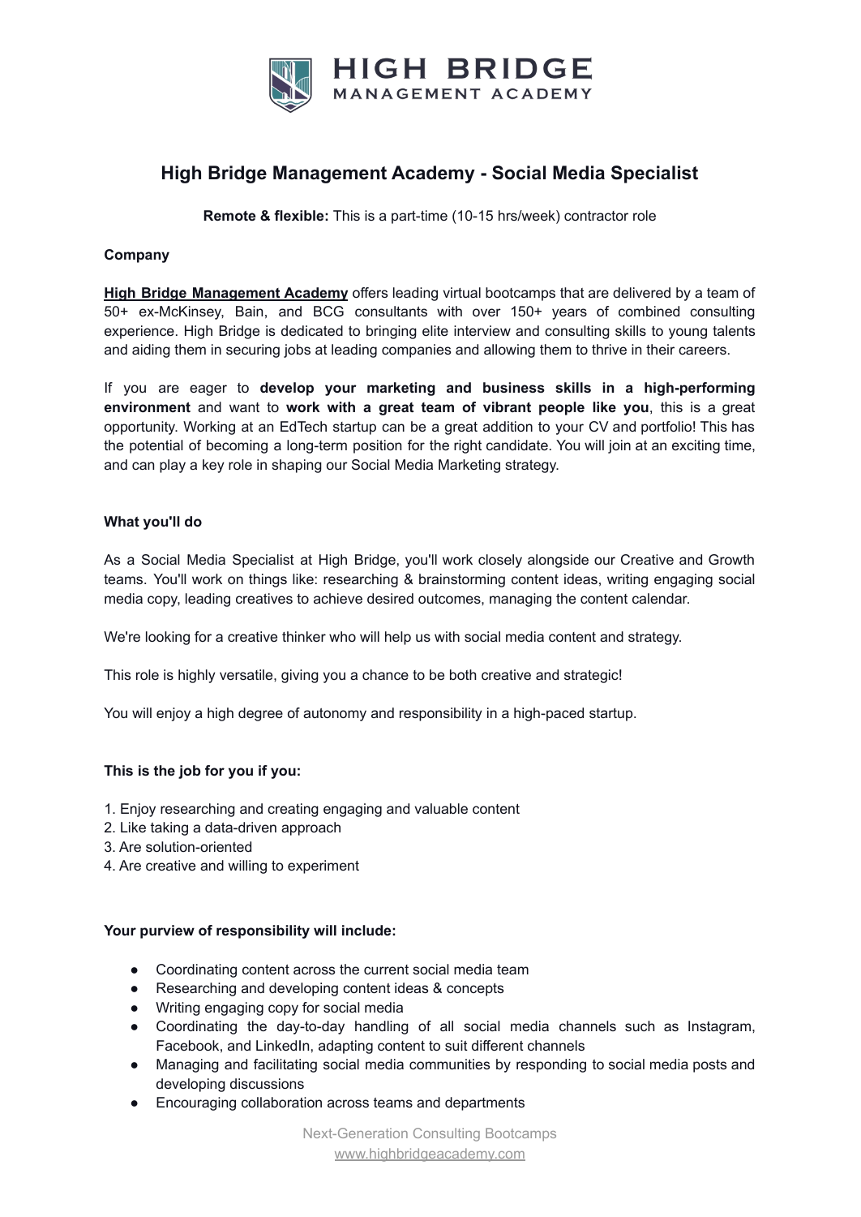HIGH BRIDGE
MANAGEMENT ACADEMY

# High Bridge Management Academy - Social Media Specialist

**Remote & flexible:** This is a part-time (10-15 hrs/week) contractor role

**Company**

**High Bridge Management Academy** offers leading virtual bootcamps that are delivered by a team of 50+ ex-McKinsey, Bain, and BCG consultants with over 150+ years of combined consulting experience. High Bridge is dedicated to bringing elite interview and consulting skills to young talents and aiding them in securing jobs at leading companies and allowing them to thrive in their careers.

If you are eager to **develop your marketing and business skills in a high-performing environment** and want to **work with a great team of vibrant people like you**, this is a great opportunity. Working at an EdTech startup can be a great addition to your CV and portfolio! This has the potential of becoming a long-term position for the right candidate. You will join at an exciting time, and can play a key role in shaping our Social Media Marketing strategy.

**What you'll do**

As a Social Media Specialist at High Bridge, you'll work closely alongside our Creative and Growth teams. You'll work on things like: researching & brainstorming content ideas, writing engaging social media copy, leading creatives to achieve desired outcomes, managing the content calendar.

We're looking for a creative thinker who will help us with social media content and strategy.

This role is highly versatile, giving you a chance to be both creative and strategic!

You will enjoy a high degree of autonomy and responsibility in a high-paced startup.

**This is the job for you if you:**

1. Enjoy researching and creating engaging and valuable content
2. Like taking a data-driven approach
3. Are solution-oriented
4. Are creative and willing to experiment

**Your purview of responsibility will include:**

- Coordinating content across the current social media team
- Researching and developing content ideas & concepts
- Writing engaging copy for social media
- Coordinating the day-to-day handling of all social media channels such as Instagram, Facebook, and LinkedIn, adapting content to suit different channels
- Managing and facilitating social media communities by responding to social media posts and developing discussions
- Encouraging collaboration across teams and departments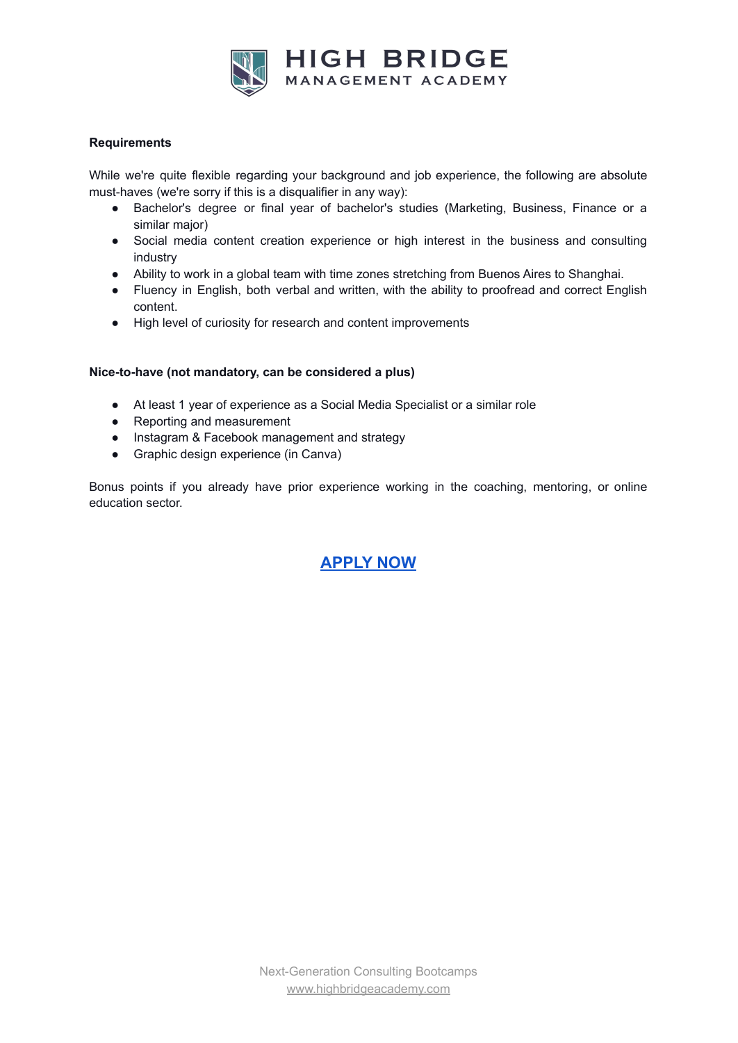**Requirements**

While we're quite flexible regarding your background and job experience, the following are absolute must-haves (we're sorry if this is a disqualifier in any way):

- Bachelor's degree or final year of bachelor's studies (Marketing, Business, Finance or a similar major)
- Social media content creation experience or high interest in the business and consulting industry
- Ability to work in a global team with time zones stretching from Buenos Aires to Shanghai.
- Fluency in English, both verbal and written, with the ability to proofread and correct English content.
- High level of curiosity for research and content improvements

**Nice-to-have (not mandatory, can be considered a plus)**

- At least 1 year of experience as a Social Media Specialist or a similar role
- Reporting and measurement
- Instagram & Facebook management and strategy
- Graphic design experience (in Canva)

Bonus points if you already have prior experience working in the coaching, mentoring, or online education sector.

**APPLY NOW**